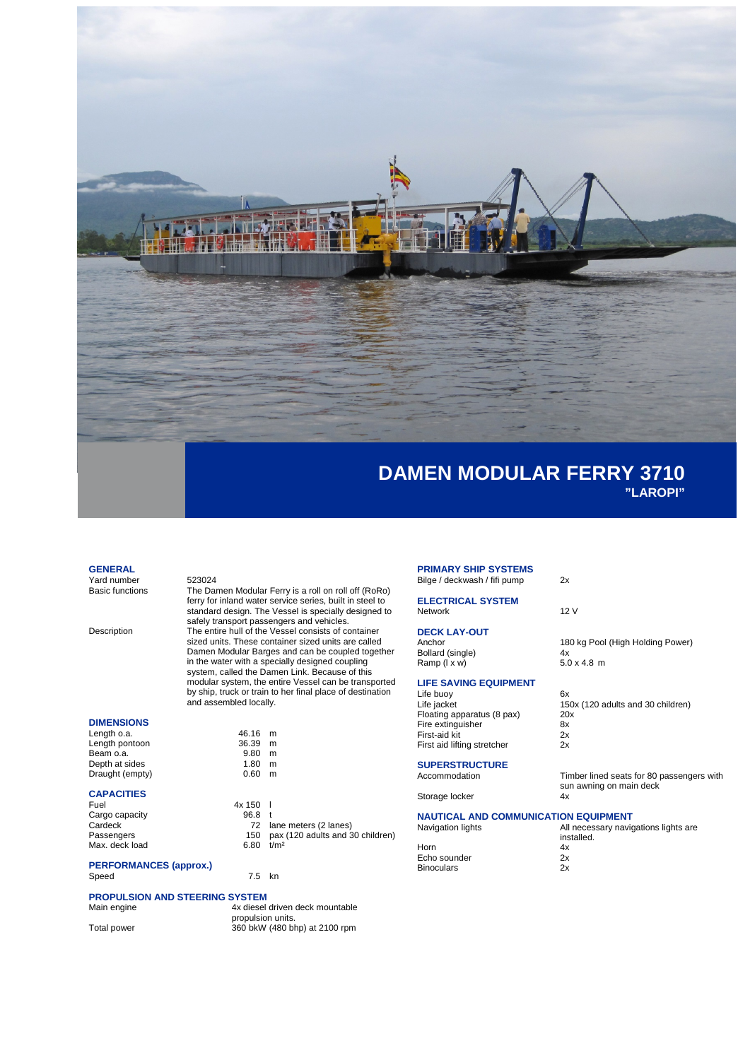# DAMEN MODULAR FERRY 3710

## "LAROPI"

### GENERAL

| | |
|---|---|
| Yard number | 523024 |
| Basic functions | The Damen Modular Ferry is a roll on roll off (RoRo) ferry for inland water service series, built in steel to standard design. The Vessel is specially designed to safely transport passengers and vehicles. |
| Description | The entire hull of the Vessel consists of container sized units. These container sized units are called Damen Modular Barges and can be coupled together in the water with a specially designed coupling system, called the Damen Link. Because of this modular system, the entire Vessel can be transported by ship, truck or train to her final place of destination and assembled locally. |

### DIMENSIONS

| | | |
|---|---|---|
| Length o.a. | 46.16 | m |
| Length pontoon | 36.39 | m |
| Beam o.a. | 9.80 | m |
| Depth at sides | 1.80 | m |
| Draught (empty) | 0.60 | m |

### CAPACITIES

| | | |
|---|---|---|
| Fuel | 4x 150 | l |
| Cargo capacity | 96.8 | t |
| Cardeck | 72 | lane meters (2 lanes) |
| Passengers | 150 | pax (120 adults and 30 children) |
| Max. deck load | 6.80 | t/m² |

### PERFORMANCES (approx.)

| | | |
|---|---|---|
| Speed | 7.5 | kn |

### PROPULSION AND STEERING SYSTEM

| | |
|---|---|
| Main engine | 4x diesel driven deck mountable propulsion units. |
| Total power | 360 bkW (480 bhp) at 2100 rpm |

### PRIMARY SHIP SYSTEMS

| | |
|---|---|
| Bilge / deckwash / fifi pump | 2x |

### ELECTRICAL SYSTEM

| | |
|---|---|
| Network | 12 V |

### DECK LAY-OUT

| | |
|---|---|
| Anchor | 180 kg Pool (High Holding Power) |
| Bollard (single) | 4x |
| Ramp (l x w) | 5.0 x 4.8 m |

### LIFE SAVING EQUIPMENT

| | |
|---|---|
| Life buoy | 6x |
| Life jacket | 150x (120 adults and 30 children) |
| Floating apparatus (8 pax) | 20x |
| Fire extinguisher | 8x |
| First-aid kit | 2x |
| First aid lifting stretcher | 2x |

### SUPERSTRUCTURE

| | |
|---|---|
| Accommodation | Timber lined seats for 80 passengers with sun awning on main deck |
| Storage locker | 4x |

### NAUTICAL AND COMMUNICATION EQUIPMENT

| | |
|---|---|
| Navigation lights | All necessary navigations lights are installed. |
| Horn | 4x |
| Echo sounder | 2x |
| Binoculars | 2x |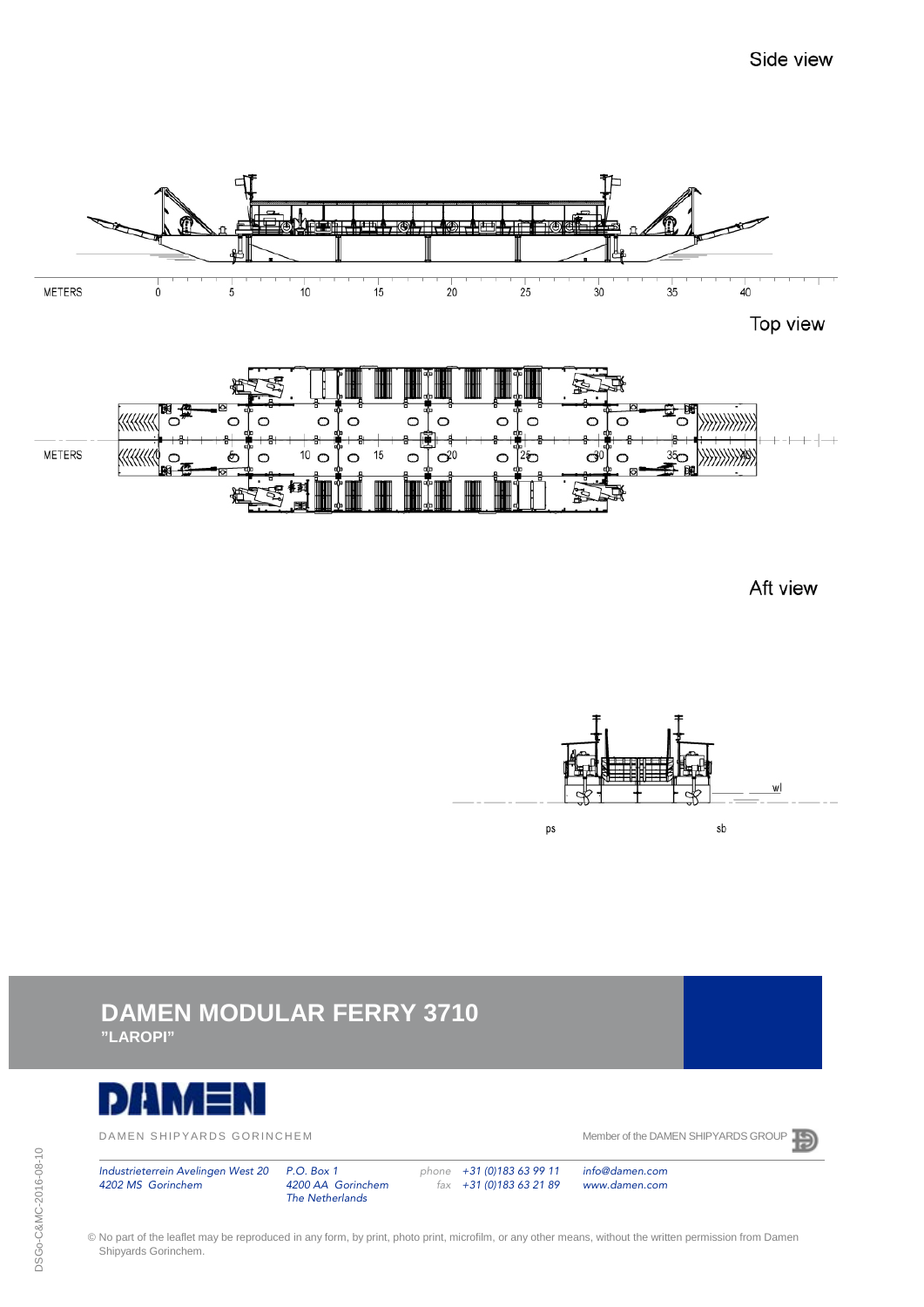Side view

METERS 0 5 10 15 20 25 30 35 40

Top view

METERS 5 10 15 20 25 30 35 40

Aft view

wl

ps sb

# DAMEN MODULAR FERRY 3710

**"LAROPI"**

DAMEN

DAMEN SHIPYARDS GORINCHEM

Member of the DAMEN SHIPYARDS GROUP

*Industrieterrein Avelingen West 20*
*4202 MS Gorinchem*

*P.O. Box 1*
*4200 AA Gorinchem*
*The Netherlands*

*phone +31 (0)183 63 99 11*
*fax +31 (0)183 63 21 89*

*info@damen.com*
*www.damen.com*

DSGo-C&MC-2016-08-10

© No part of the leaflet may be reproduced in any form, by print, photo print, microfilm, or any other means, without the written permission from Damen Shipyards Gorinchem.